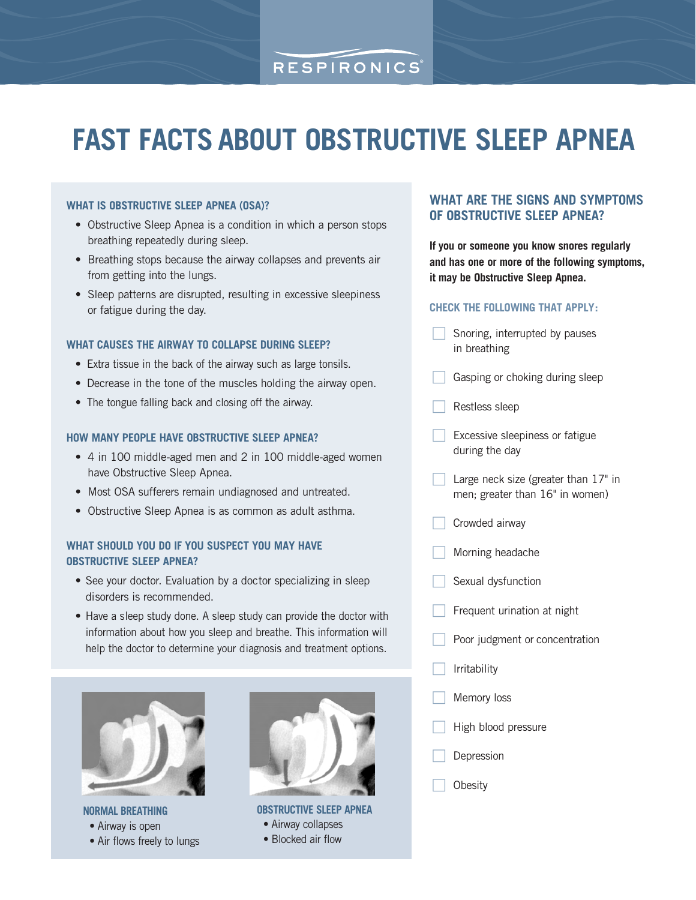RESPIRONICS®

# FAST FACTS ABOUT OBSTRUCTIVE SLEEP APNEA

### WHAT IS OBSTRUCTIVE SLEEP APNEA (OSA)?

- Obstructive Sleep Apnea is a condition in which a person stops breathing repeatedly during sleep.
- Breathing stops because the airway collapses and prevents air from getting into the lungs.
- Sleep patterns are disrupted, resulting in excessive sleepiness or fatigue during the day.

### WHAT CAUSES THE AIRWAY TO COLLAPSE DURING SLEEP?

- Extra tissue in the back of the airway such as large tonsils.
- Decrease in the tone of the muscles holding the airway open.
- The tongue falling back and closing off the airway.

### HOW MANY PEOPLE HAVE OBSTRUCTIVE SLEEP APNEA?

- 4 in 100 middle-aged men and 2 in 100 middle-aged women have Obstructive Sleep Apnea.
- Most OSA sufferers remain undiagnosed and untreated.
- Obstructive Sleep Apnea is as common as adult asthma.

### WHAT SHOULD YOU DO IF YOU SUSPECT YOU MAY HAVE OBSTRUCTIVE SLEEP APNEA?

- See your doctor. Evaluation by a doctor specializing in sleep disorders is recommended.
- Have a sleep study done. A sleep study can provide the doctor with information about how you sleep and breathe. This information will help the doctor to determine your diagnosis and treatment options.

**NORMAL BREATHING**
- Airway is open
- Air flows freely to lungs

**OBSTRUCTIVE SLEEP APNEA**
- Airway collapses
- Blocked air flow

### WHAT ARE THE SIGNS AND SYMPTOMS OF OBSTRUCTIVE SLEEP APNEA?

**If you or someone you know snores regularly and has one or more of the following symptoms, it may be Obstructive Sleep Apnea.**

#### CHECK THE FOLLOWING THAT APPLY:

- [ ] Snoring, interrupted by pauses in breathing
- [ ] Gasping or choking during sleep
- [ ] Restless sleep
- [ ] Excessive sleepiness or fatigue during the day
- [ ] Large neck size (greater than 17" in men; greater than 16" in women)
- [ ] Crowded airway
- [ ] Morning headache
- [ ] Sexual dysfunction
- [ ] Frequent urination at night
- [ ] Poor judgment or concentration
- [ ] Irritability
- [ ] Memory loss
- [ ] High blood pressure
- [ ] Depression
- [ ] Obesity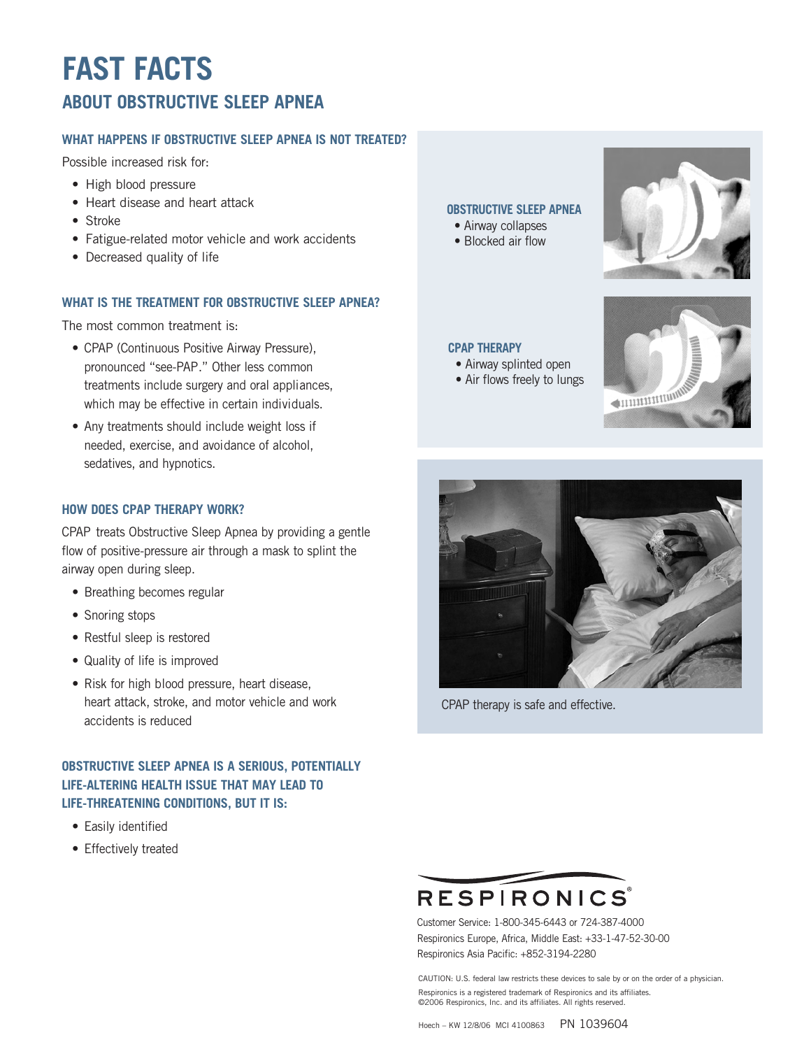# FAST FACTS

## ABOUT OBSTRUCTIVE SLEEP APNEA

### WHAT HAPPENS IF OBSTRUCTIVE SLEEP APNEA IS NOT TREATED?

Possible increased risk for:

- High blood pressure
- Heart disease and heart attack
- Stroke
- Fatigue-related motor vehicle and work accidents
- Decreased quality of life

### WHAT IS THE TREATMENT FOR OBSTRUCTIVE SLEEP APNEA?

The most common treatment is:

- CPAP (Continuous Positive Airway Pressure), pronounced "see-PAP." Other less common treatments include surgery and oral appliances, which may be effective in certain individuals.
- Any treatments should include weight loss if needed, exercise, and avoidance of alcohol, sedatives, and hypnotics.

### HOW DOES CPAP THERAPY WORK?

CPAP treats Obstructive Sleep Apnea by providing a gentle flow of positive-pressure air through a mask to splint the airway open during sleep.

- Breathing becomes regular
- Snoring stops
- Restful sleep is restored
- Quality of life is improved
- Risk for high blood pressure, heart disease, heart attack, stroke, and motor vehicle and work accidents is reduced

### OBSTRUCTIVE SLEEP APNEA IS A SERIOUS, POTENTIALLY LIFE-ALTERING HEALTH ISSUE THAT MAY LEAD TO LIFE-THREATENING CONDITIONS, BUT IT IS:

- Easily identified
- Effectively treated

**OBSTRUCTIVE SLEEP APNEA**

- Airway collapses
- Blocked air flow

**CPAP THERAPY**

- Airway splinted open
- Air flows freely to lungs

CPAP therapy is safe and effective.

RESPIRONICS®

Customer Service: 1-800-345-6443 or 724-387-4000
Respironics Europe, Africa, Middle East: +33-1-47-52-30-00
Respironics Asia Pacific: +852-3194-2280

CAUTION: U.S. federal law restricts these devices to sale by or on the order of a physician.
Respironics is a registered trademark of Respironics and its affiliates.
©2006 Respironics, Inc. and its affiliates. All rights reserved.

Hoech – KW 12/8/06 MCI 4100863 PN 1039604